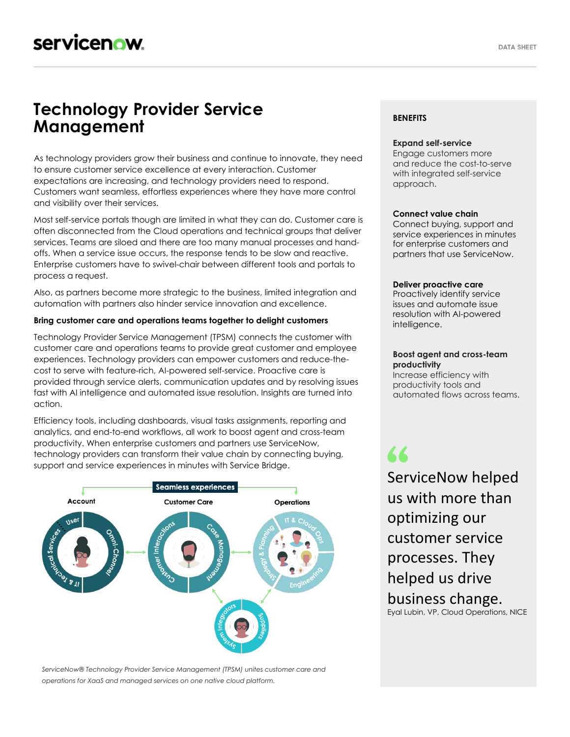# Technology Provider Service Management

As technology providers grow their business and continue to innovate, they need to ensure customer service excellence at every interaction. Customer expectations are increasing, and technology providers need to respond. Customers want seamless, effortless experiences where they have more control and visibility over their services.

Most self-service portals though are limited in what they can do. Customer care is often disconnected from the Cloud operations and technical groups that deliver services. Teams are siloed and there are too many manual processes and hand-offs. When a service issue occurs, the response tends to be slow and reactive. Enterprise customers have to swivel-chair between different tools and portals to process a request.

Also, as partners become more strategic to the business, limited integration and automation with partners also hinder service innovation and excellence.

**Bring customer care and operations teams together to delight customers**

Technology Provider Service Management (TPSM) connects the customer with customer care and operations teams to provide great customer and employee experiences. Technology providers can empower customers and reduce-the-cost to serve with feature-rich, AI-powered self-service. Proactive care is provided through service alerts, communication updates and by resolving issues fast with AI intelligence and automated issue resolution. Insights are turned into action.

Efficiency tools, including dashboards, visual tasks assignments, reporting and analytics, and end-to-end workflows, all work to boost agent and cross-team productivity. When enterprise customers and partners use ServiceNow, technology providers can transform their value chain by connecting buying, support and service experiences in minutes with Service Bridge.

*ServiceNow® Technology Provider Service Management (TPSM) unites customer care and operations for XaaS and managed services on one native cloud platform.*

## BENEFITS

**Expand self-service**
Engage customers more and reduce the cost-to-serve with integrated self-service approach.

**Connect value chain**
Connect buying, support and service experiences in minutes for enterprise customers and partners that use ServiceNow.

**Deliver proactive care**
Proactively identify service issues and automate issue resolution with AI-powered intelligence.

**Boost agent and cross-team productivity**
Increase efficiency with productivity tools and automated flows across teams.

> "ServiceNow helped us with more than optimizing our customer service processes. They helped us drive business change.
>
> Eyal Lubin, VP, Cloud Operations, NICE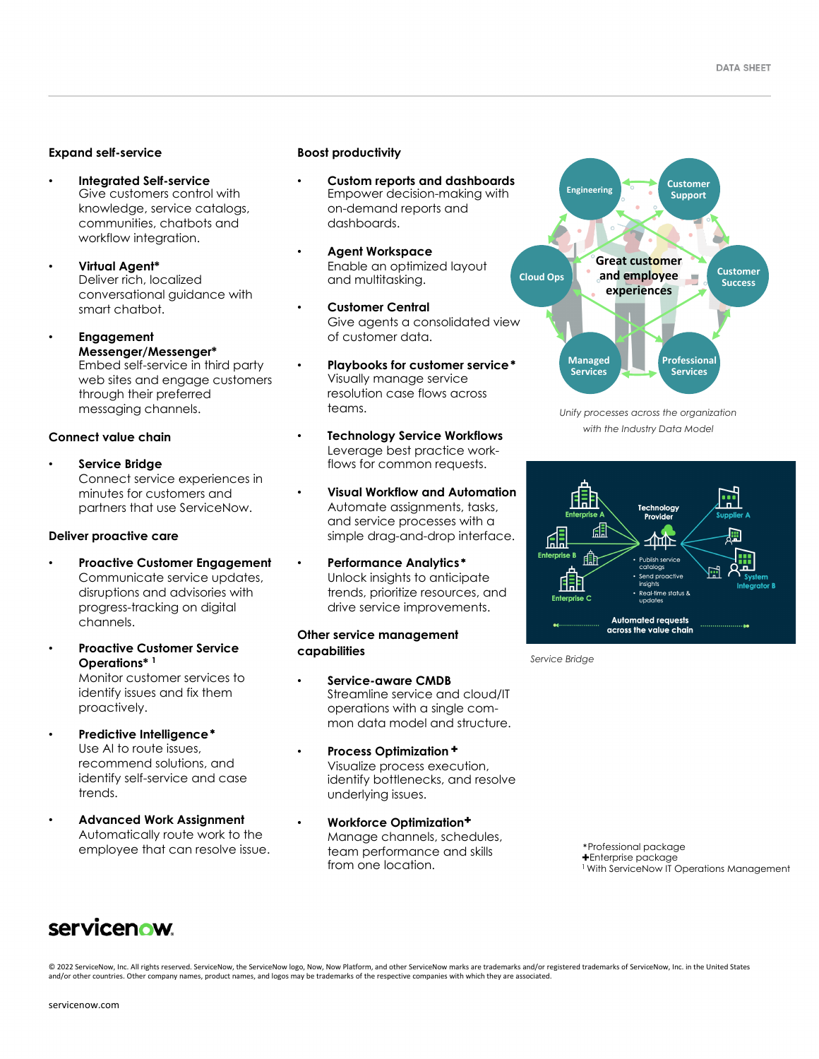## Expand self-service

- **Integrated Self-service**
  Give customers control with knowledge, service catalogs, communities, chatbots and workflow integration.
- **Virtual Agent***
  Deliver rich, localized conversational guidance with smart chatbot.
- **Engagement Messenger/Messenger***
  Embed self-service in third party web sites and engage customers through their preferred messaging channels.

## Connect value chain

- **Service Bridge**
  Connect service experiences in minutes for customers and partners that use ServiceNow.

## Deliver proactive care

- **Proactive Customer Engagement**
  Communicate service updates, disruptions and advisories with progress-tracking on digital channels.
- **Proactive Customer Service Operations*** [1]
  Monitor customer services to identify issues and fix them proactively.
- **Predictive Intelligence***
  Use AI to route issues, recommend solutions, and identify self-service and case trends.
- **Advanced Work Assignment**
  Automatically route work to the employee that can resolve issue.

## Boost productivity

- **Custom reports and dashboards**
  Empower decision-making with on-demand reports and dashboards.
- **Agent Workspace**
  Enable an optimized layout and multitasking.
- **Customer Central**
  Give agents a consolidated view of customer data.
- **Playbooks for customer service***
  Visually manage service resolution case flows across teams.
- **Technology Service Workflows**
  Leverage best practice work-flows for common requests.
- **Visual Workflow and Automation**
  Automate assignments, tasks, and service processes with a simple drag-and-drop interface.
- **Performance Analytics***
  Unlock insights to anticipate trends, prioritize resources, and drive service improvements.

## Other service management capabilities

- **Service-aware CMDB**
  Streamline service and cloud/IT operations with a single com-mon data model and structure.
- **Process Optimization+**
  Visualize process execution, identify bottlenecks, and resolve underlying issues.
- **Workforce Optimization+**
  Manage channels, schedules, team performance and skills from one location.

Engineering
Customer Support
Cloud Ops
Great customer and employee experiences
Customer Success
Managed Services
Professional Services

*Unify processes across the organization with the Industry Data Model*

Enterprise A
Enterprise B
Enterprise C
Technology Provider
Supplier A
System Integrator B
- Publish service catalogs
- Send proactive insights
- Real-time status & updates

Automated requests across the value chain

*Service Bridge*

*Professional package
+Enterprise package
[1] With ServiceNow IT Operations Management

servicenow

© 2022 ServiceNow, Inc. All rights reserved. ServiceNow, the ServiceNow logo, Now, Now Platform, and other ServiceNow marks are trademarks and/or registered trademarks of ServiceNow, Inc. in the United States and/or other countries. Other company names, product names, and logos may be trademarks of the respective companies with which they are associated.

servicenow.com